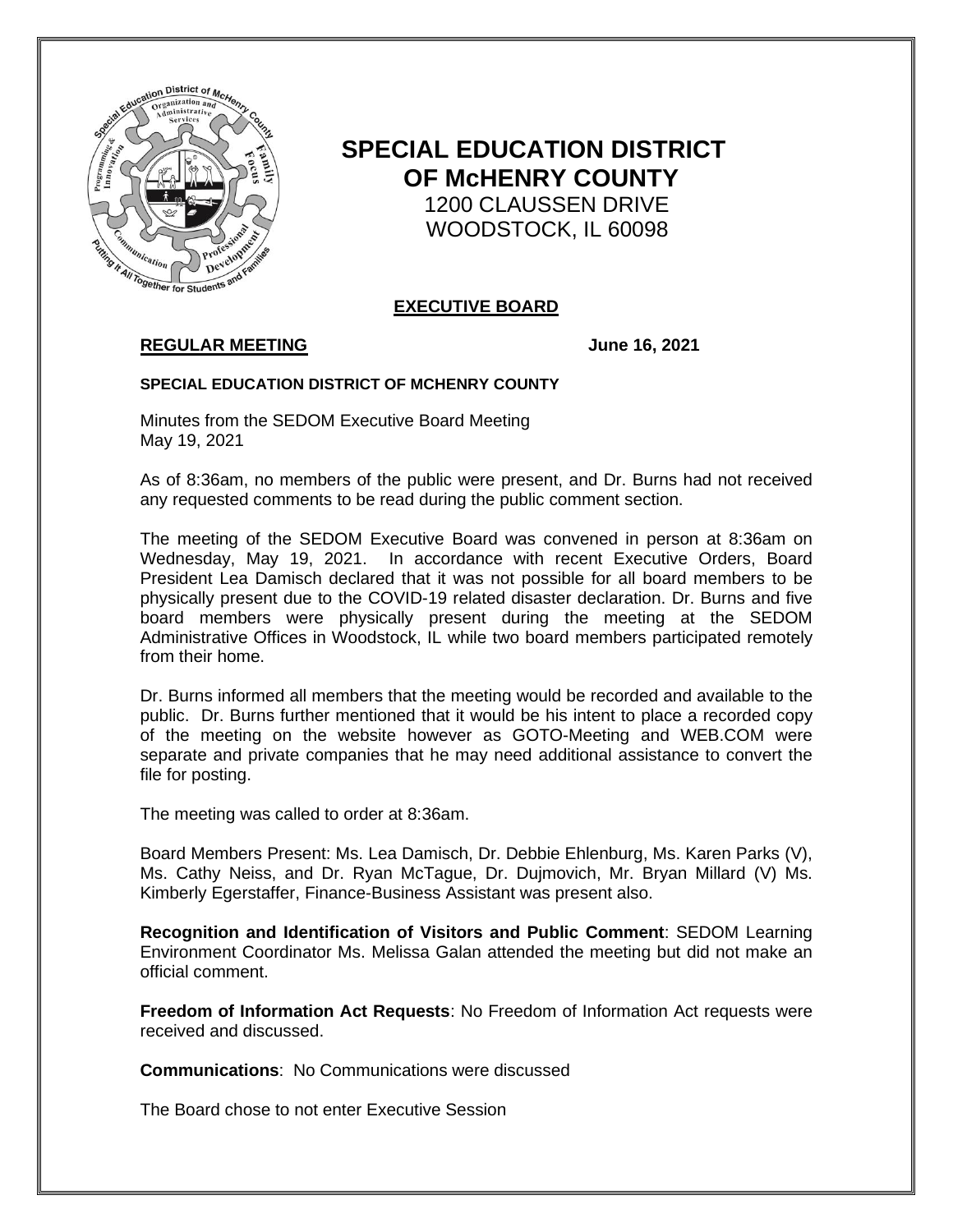# SPECIAL EDUCATION DISTRICT OF McHENRY COUNTY

1200 CLAUSSEN DRIVE
WOODSTOCK, IL 60098

## EXECUTIVE BOARD

**REGULAR MEETING** **June 16, 2021**

**SPECIAL EDUCATION DISTRICT OF MCHENRY COUNTY**

Minutes from the SEDOM Executive Board Meeting
May 19, 2021

As of 8:36am, no members of the public were present, and Dr. Burns had not received any requested comments to be read during the public comment section.

The meeting of the SEDOM Executive Board was convened in person at 8:36am on Wednesday, May 19, 2021. In accordance with recent Executive Orders, Board President Lea Damisch declared that it was not possible for all board members to be physically present due to the COVID-19 related disaster declaration. Dr. Burns and five board members were physically present during the meeting at the SEDOM Administrative Offices in Woodstock, IL while two board members participated remotely from their home.

Dr. Burns informed all members that the meeting would be recorded and available to the public. Dr. Burns further mentioned that it would be his intent to place a recorded copy of the meeting on the website however as GOTO-Meeting and WEB.COM were separate and private companies that he may need additional assistance to convert the file for posting.

The meeting was called to order at 8:36am.

Board Members Present: Ms. Lea Damisch, Dr. Debbie Ehlenburg, Ms. Karen Parks (V), Ms. Cathy Neiss, and Dr. Ryan McTague, Dr. Dujmovich, Mr. Bryan Millard (V) Ms. Kimberly Egerstaffer, Finance-Business Assistant was present also.

**Recognition and Identification of Visitors and Public Comment**: SEDOM Learning Environment Coordinator Ms. Melissa Galan attended the meeting but did not make an official comment.

**Freedom of Information Act Requests**: No Freedom of Information Act requests were received and discussed.

**Communications**: No Communications were discussed

The Board chose to not enter Executive Session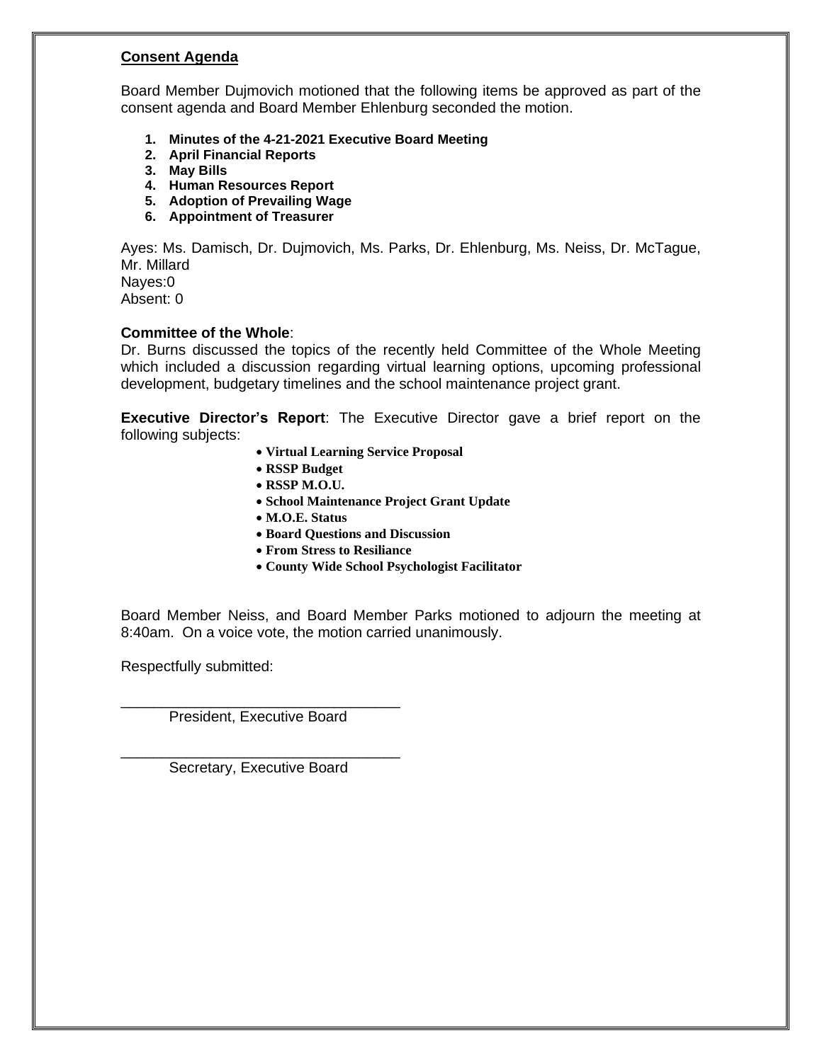**Consent Agenda**

Board Member Dujmovich motioned that the following items be approved as part of the consent agenda and Board Member Ehlenburg seconded the motion.

1. **Minutes of the 4-21-2021 Executive Board Meeting**
2. **April Financial Reports**
3. **May Bills**
4. **Human Resources Report**
5. **Adoption of Prevailing Wage**
6. **Appointment of Treasurer**

Ayes: Ms. Damisch, Dr. Dujmovich, Ms. Parks, Dr. Ehlenburg, Ms. Neiss, Dr. McTague, Mr. Millard
Nayes:0
Absent: 0

**Committee of the Whole**:
Dr. Burns discussed the topics of the recently held Committee of the Whole Meeting which included a discussion regarding virtual learning options, upcoming professional development, budgetary timelines and the school maintenance project grant.

**Executive Director's Report**: The Executive Director gave a brief report on the following subjects:

- **Virtual Learning Service Proposal**
- **RSSP Budget**
- **RSSP M.O.U.**
- **School Maintenance Project Grant Update**
- **M.O.E. Status**
- **Board Questions and Discussion**
- **From Stress to Resiliance**
- **County Wide School Psychologist Facilitator**

Board Member Neiss, and Board Member Parks motioned to adjourn the meeting at 8:40am. On a voice vote, the motion carried unanimously.

Respectfully submitted:

\_\_\_\_\_\_\_\_\_\_\_\_\_\_\_\_\_\_\_\_\_\_\_\_\_\_\_\_\_\_\_\_\_\_
President, Executive Board

\_\_\_\_\_\_\_\_\_\_\_\_\_\_\_\_\_\_\_\_\_\_\_\_\_\_\_\_\_\_\_\_\_\_
Secretary, Executive Board